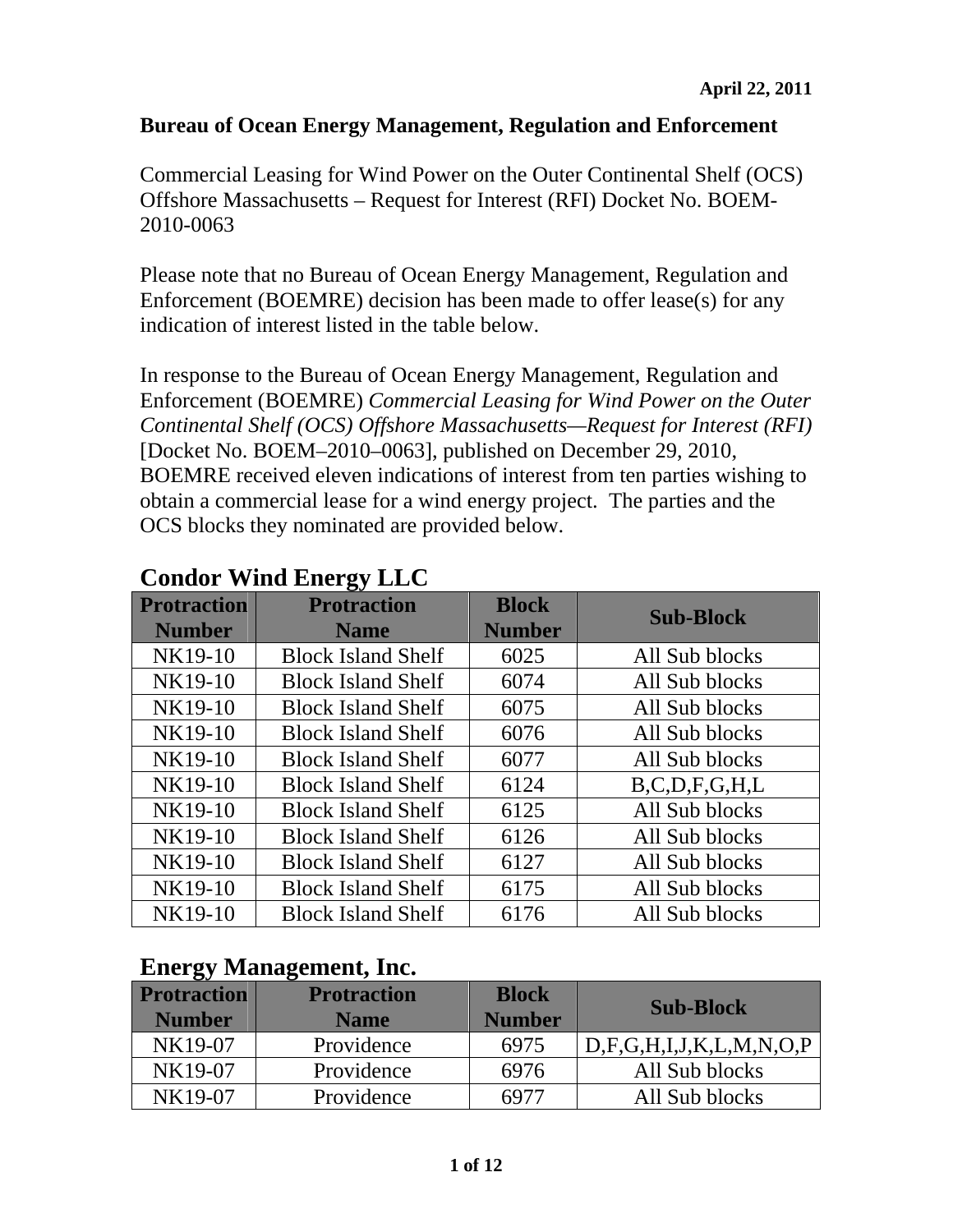**April 22, 2011**

**Bureau of Ocean Energy Management, Regulation and Enforcement**

Commercial Leasing for Wind Power on the Outer Continental Shelf (OCS) Offshore Massachusetts – Request for Interest (RFI) Docket No. BOEM-2010-0063

Please note that no Bureau of Ocean Energy Management, Regulation and Enforcement (BOEMRE) decision has been made to offer lease(s) for any indication of interest listed in the table below.

In response to the Bureau of Ocean Energy Management, Regulation and Enforcement (BOEMRE) *Commercial Leasing for Wind Power on the Outer Continental Shelf (OCS) Offshore Massachusetts—Request for Interest (RFI)* [Docket No. BOEM–2010–0063], published on December 29, 2010, BOEMRE received eleven indications of interest from ten parties wishing to obtain a commercial lease for a wind energy project. The parties and the OCS blocks they nominated are provided below.

## Condor Wind Energy LLC

| Protraction Number | Protraction Name | Block Number | Sub-Block |
|---|---|---|---|
| NK19-10 | Block Island Shelf | 6025 | All Sub blocks |
| NK19-10 | Block Island Shelf | 6074 | All Sub blocks |
| NK19-10 | Block Island Shelf | 6075 | All Sub blocks |
| NK19-10 | Block Island Shelf | 6076 | All Sub blocks |
| NK19-10 | Block Island Shelf | 6077 | All Sub blocks |
| NK19-10 | Block Island Shelf | 6124 | B,C,D,F,G,H,L |
| NK19-10 | Block Island Shelf | 6125 | All Sub blocks |
| NK19-10 | Block Island Shelf | 6126 | All Sub blocks |
| NK19-10 | Block Island Shelf | 6127 | All Sub blocks |
| NK19-10 | Block Island Shelf | 6175 | All Sub blocks |
| NK19-10 | Block Island Shelf | 6176 | All Sub blocks |

## Energy Management, Inc.

| Protraction Number | Protraction Name | Block Number | Sub-Block |
|---|---|---|---|
| NK19-07 | Providence | 6975 | D,F,G,H,I,J,K,L,M,N,O,P |
| NK19-07 | Providence | 6976 | All Sub blocks |
| NK19-07 | Providence | 6977 | All Sub blocks |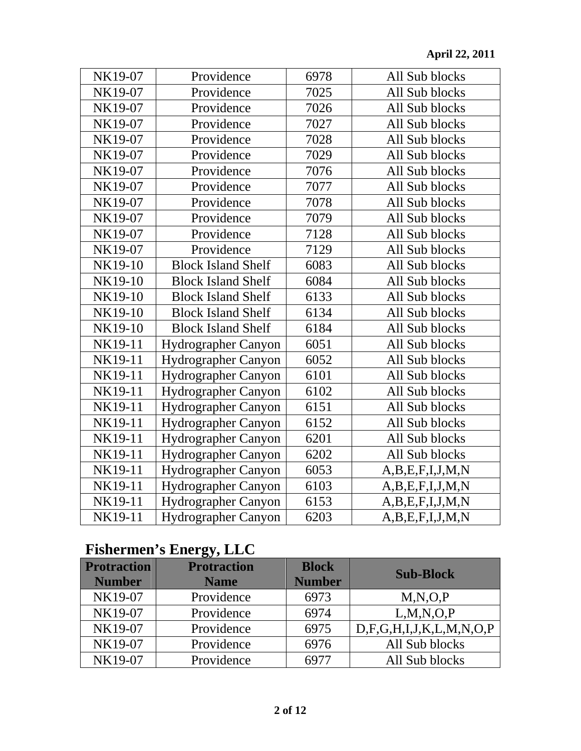April 22, 2011

| | | | |
|---|---|---|---|
| NK19-07 | Providence | 6978 | All Sub blocks |
| NK19-07 | Providence | 7025 | All Sub blocks |
| NK19-07 | Providence | 7026 | All Sub blocks |
| NK19-07 | Providence | 7027 | All Sub blocks |
| NK19-07 | Providence | 7028 | All Sub blocks |
| NK19-07 | Providence | 7029 | All Sub blocks |
| NK19-07 | Providence | 7076 | All Sub blocks |
| NK19-07 | Providence | 7077 | All Sub blocks |
| NK19-07 | Providence | 7078 | All Sub blocks |
| NK19-07 | Providence | 7079 | All Sub blocks |
| NK19-07 | Providence | 7128 | All Sub blocks |
| NK19-07 | Providence | 7129 | All Sub blocks |
| NK19-10 | Block Island Shelf | 6083 | All Sub blocks |
| NK19-10 | Block Island Shelf | 6084 | All Sub blocks |
| NK19-10 | Block Island Shelf | 6133 | All Sub blocks |
| NK19-10 | Block Island Shelf | 6134 | All Sub blocks |
| NK19-10 | Block Island Shelf | 6184 | All Sub blocks |
| NK19-11 | Hydrographer Canyon | 6051 | All Sub blocks |
| NK19-11 | Hydrographer Canyon | 6052 | All Sub blocks |
| NK19-11 | Hydrographer Canyon | 6101 | All Sub blocks |
| NK19-11 | Hydrographer Canyon | 6102 | All Sub blocks |
| NK19-11 | Hydrographer Canyon | 6151 | All Sub blocks |
| NK19-11 | Hydrographer Canyon | 6152 | All Sub blocks |
| NK19-11 | Hydrographer Canyon | 6201 | All Sub blocks |
| NK19-11 | Hydrographer Canyon | 6202 | All Sub blocks |
| NK19-11 | Hydrographer Canyon | 6053 | A,B,E,F,I,J,M,N |
| NK19-11 | Hydrographer Canyon | 6103 | A,B,E,F,I,J,M,N |
| NK19-11 | Hydrographer Canyon | 6153 | A,B,E,F,I,J,M,N |
| NK19-11 | Hydrographer Canyon | 6203 | A,B,E,F,I,J,M,N |

## Fishermen's Energy, LLC

| Protraction Number | Protraction Name | Block Number | Sub-Block |
|---|---|---|---|
| NK19-07 | Providence | 6973 | M,N,O,P |
| NK19-07 | Providence | 6974 | L,M,N,O,P |
| NK19-07 | Providence | 6975 | D,F,G,H,I,J,K,L,M,N,O,P |
| NK19-07 | Providence | 6976 | All Sub blocks |
| NK19-07 | Providence | 6977 | All Sub blocks |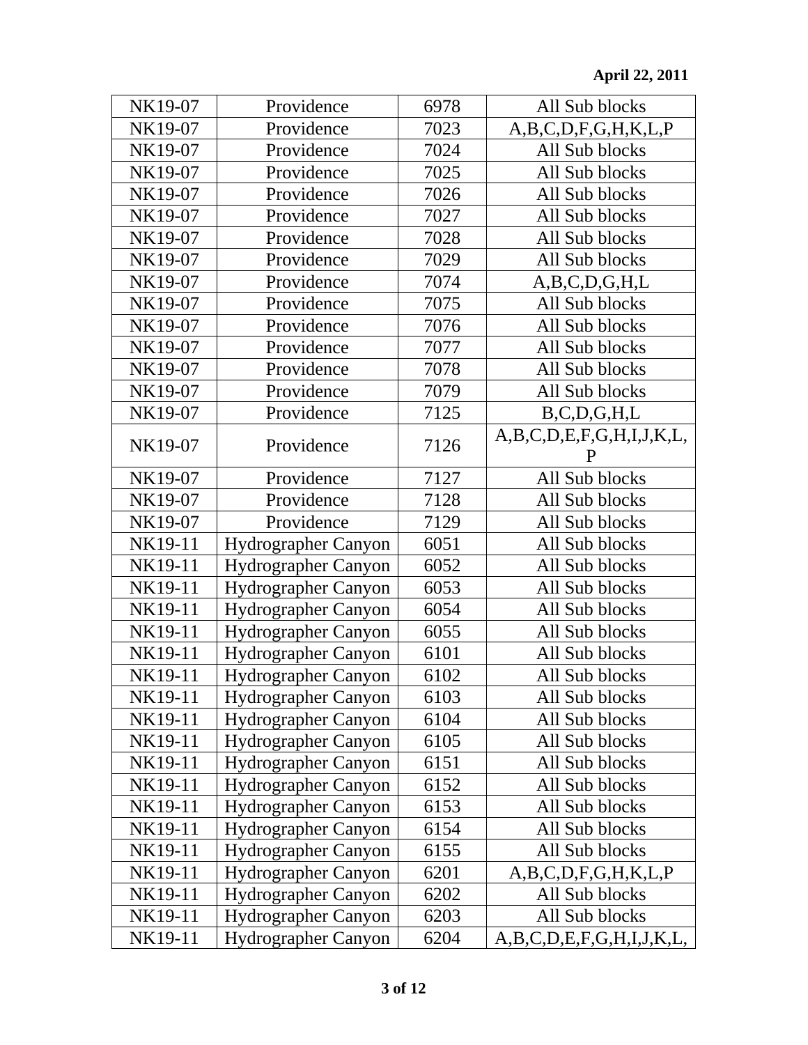| NK19-07 | Providence | 6978 | All Sub blocks |
|---|---|---|---|
| NK19-07 | Providence | 7023 | A,B,C,D,F,G,H,K,L,P |
| NK19-07 | Providence | 7024 | All Sub blocks |
| NK19-07 | Providence | 7025 | All Sub blocks |
| NK19-07 | Providence | 7026 | All Sub blocks |
| NK19-07 | Providence | 7027 | All Sub blocks |
| NK19-07 | Providence | 7028 | All Sub blocks |
| NK19-07 | Providence | 7029 | All Sub blocks |
| NK19-07 | Providence | 7074 | A,B,C,D,G,H,L |
| NK19-07 | Providence | 7075 | All Sub blocks |
| NK19-07 | Providence | 7076 | All Sub blocks |
| NK19-07 | Providence | 7077 | All Sub blocks |
| NK19-07 | Providence | 7078 | All Sub blocks |
| NK19-07 | Providence | 7079 | All Sub blocks |
| NK19-07 | Providence | 7125 | B,C,D,G,H,L |
| NK19-07 | Providence | 7126 | A,B,C,D,E,F,G,H,I,J,K,L,P |
| NK19-07 | Providence | 7127 | All Sub blocks |
| NK19-07 | Providence | 7128 | All Sub blocks |
| NK19-07 | Providence | 7129 | All Sub blocks |
| NK19-11 | Hydrographer Canyon | 6051 | All Sub blocks |
| NK19-11 | Hydrographer Canyon | 6052 | All Sub blocks |
| NK19-11 | Hydrographer Canyon | 6053 | All Sub blocks |
| NK19-11 | Hydrographer Canyon | 6054 | All Sub blocks |
| NK19-11 | Hydrographer Canyon | 6055 | All Sub blocks |
| NK19-11 | Hydrographer Canyon | 6101 | All Sub blocks |
| NK19-11 | Hydrographer Canyon | 6102 | All Sub blocks |
| NK19-11 | Hydrographer Canyon | 6103 | All Sub blocks |
| NK19-11 | Hydrographer Canyon | 6104 | All Sub blocks |
| NK19-11 | Hydrographer Canyon | 6105 | All Sub blocks |
| NK19-11 | Hydrographer Canyon | 6151 | All Sub blocks |
| NK19-11 | Hydrographer Canyon | 6152 | All Sub blocks |
| NK19-11 | Hydrographer Canyon | 6153 | All Sub blocks |
| NK19-11 | Hydrographer Canyon | 6154 | All Sub blocks |
| NK19-11 | Hydrographer Canyon | 6155 | All Sub blocks |
| NK19-11 | Hydrographer Canyon | 6201 | A,B,C,D,F,G,H,K,L,P |
| NK19-11 | Hydrographer Canyon | 6202 | All Sub blocks |
| NK19-11 | Hydrographer Canyon | 6203 | All Sub blocks |
| NK19-11 | Hydrographer Canyon | 6204 | A,B,C,D,E,F,G,H,I,J,K,L, |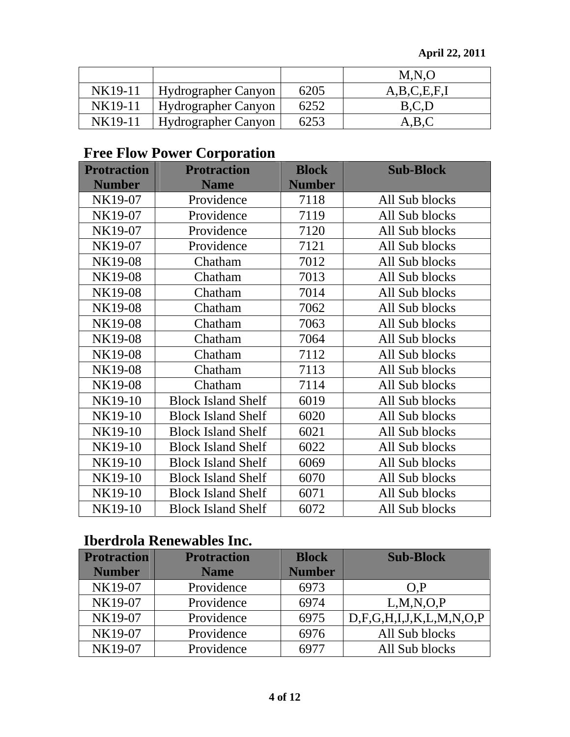| | | | M,N,O |
|---|---|---|---|
| NK19-11 | Hydrographer Canyon | 6205 | A,B,C,E,F,I |
| NK19-11 | Hydrographer Canyon | 6252 | B,C,D |
| NK19-11 | Hydrographer Canyon | 6253 | A,B,C |

## Free Flow Power Corporation

| Protraction Number | Protraction Name | Block Number | Sub-Block |
|---|---|---|---|
| NK19-07 | Providence | 7118 | All Sub blocks |
| NK19-07 | Providence | 7119 | All Sub blocks |
| NK19-07 | Providence | 7120 | All Sub blocks |
| NK19-07 | Providence | 7121 | All Sub blocks |
| NK19-08 | Chatham | 7012 | All Sub blocks |
| NK19-08 | Chatham | 7013 | All Sub blocks |
| NK19-08 | Chatham | 7014 | All Sub blocks |
| NK19-08 | Chatham | 7062 | All Sub blocks |
| NK19-08 | Chatham | 7063 | All Sub blocks |
| NK19-08 | Chatham | 7064 | All Sub blocks |
| NK19-08 | Chatham | 7112 | All Sub blocks |
| NK19-08 | Chatham | 7113 | All Sub blocks |
| NK19-08 | Chatham | 7114 | All Sub blocks |
| NK19-10 | Block Island Shelf | 6019 | All Sub blocks |
| NK19-10 | Block Island Shelf | 6020 | All Sub blocks |
| NK19-10 | Block Island Shelf | 6021 | All Sub blocks |
| NK19-10 | Block Island Shelf | 6022 | All Sub blocks |
| NK19-10 | Block Island Shelf | 6069 | All Sub blocks |
| NK19-10 | Block Island Shelf | 6070 | All Sub blocks |
| NK19-10 | Block Island Shelf | 6071 | All Sub blocks |
| NK19-10 | Block Island Shelf | 6072 | All Sub blocks |

## Iberdrola Renewables Inc.

| Protraction Number | Protraction Name | Block Number | Sub-Block |
|---|---|---|---|
| NK19-07 | Providence | 6973 | O,P |
| NK19-07 | Providence | 6974 | L,M,N,O,P |
| NK19-07 | Providence | 6975 | D,F,G,H,I,J,K,L,M,N,O,P |
| NK19-07 | Providence | 6976 | All Sub blocks |
| NK19-07 | Providence | 6977 | All Sub blocks |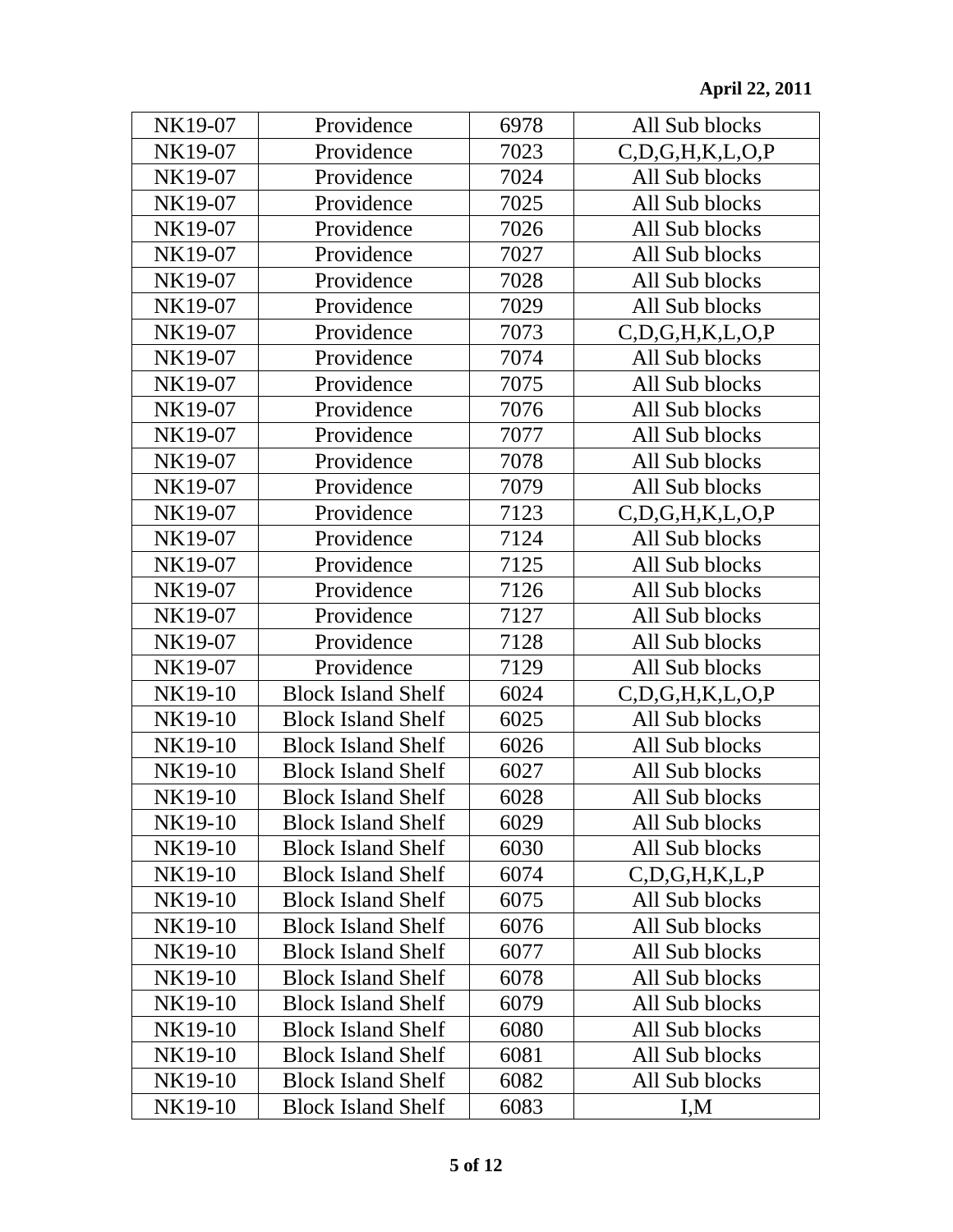| NK19-07 | Providence | 6978 | All Sub blocks |
|---|---|---|---|
| NK19-07 | Providence | 7023 | C,D,G,H,K,L,O,P |
| NK19-07 | Providence | 7024 | All Sub blocks |
| NK19-07 | Providence | 7025 | All Sub blocks |
| NK19-07 | Providence | 7026 | All Sub blocks |
| NK19-07 | Providence | 7027 | All Sub blocks |
| NK19-07 | Providence | 7028 | All Sub blocks |
| NK19-07 | Providence | 7029 | All Sub blocks |
| NK19-07 | Providence | 7073 | C,D,G,H,K,L,O,P |
| NK19-07 | Providence | 7074 | All Sub blocks |
| NK19-07 | Providence | 7075 | All Sub blocks |
| NK19-07 | Providence | 7076 | All Sub blocks |
| NK19-07 | Providence | 7077 | All Sub blocks |
| NK19-07 | Providence | 7078 | All Sub blocks |
| NK19-07 | Providence | 7079 | All Sub blocks |
| NK19-07 | Providence | 7123 | C,D,G,H,K,L,O,P |
| NK19-07 | Providence | 7124 | All Sub blocks |
| NK19-07 | Providence | 7125 | All Sub blocks |
| NK19-07 | Providence | 7126 | All Sub blocks |
| NK19-07 | Providence | 7127 | All Sub blocks |
| NK19-07 | Providence | 7128 | All Sub blocks |
| NK19-07 | Providence | 7129 | All Sub blocks |
| NK19-10 | Block Island Shelf | 6024 | C,D,G,H,K,L,O,P |
| NK19-10 | Block Island Shelf | 6025 | All Sub blocks |
| NK19-10 | Block Island Shelf | 6026 | All Sub blocks |
| NK19-10 | Block Island Shelf | 6027 | All Sub blocks |
| NK19-10 | Block Island Shelf | 6028 | All Sub blocks |
| NK19-10 | Block Island Shelf | 6029 | All Sub blocks |
| NK19-10 | Block Island Shelf | 6030 | All Sub blocks |
| NK19-10 | Block Island Shelf | 6074 | C,D,G,H,K,L,P |
| NK19-10 | Block Island Shelf | 6075 | All Sub blocks |
| NK19-10 | Block Island Shelf | 6076 | All Sub blocks |
| NK19-10 | Block Island Shelf | 6077 | All Sub blocks |
| NK19-10 | Block Island Shelf | 6078 | All Sub blocks |
| NK19-10 | Block Island Shelf | 6079 | All Sub blocks |
| NK19-10 | Block Island Shelf | 6080 | All Sub blocks |
| NK19-10 | Block Island Shelf | 6081 | All Sub blocks |
| NK19-10 | Block Island Shelf | 6082 | All Sub blocks |
| NK19-10 | Block Island Shelf | 6083 | I,M |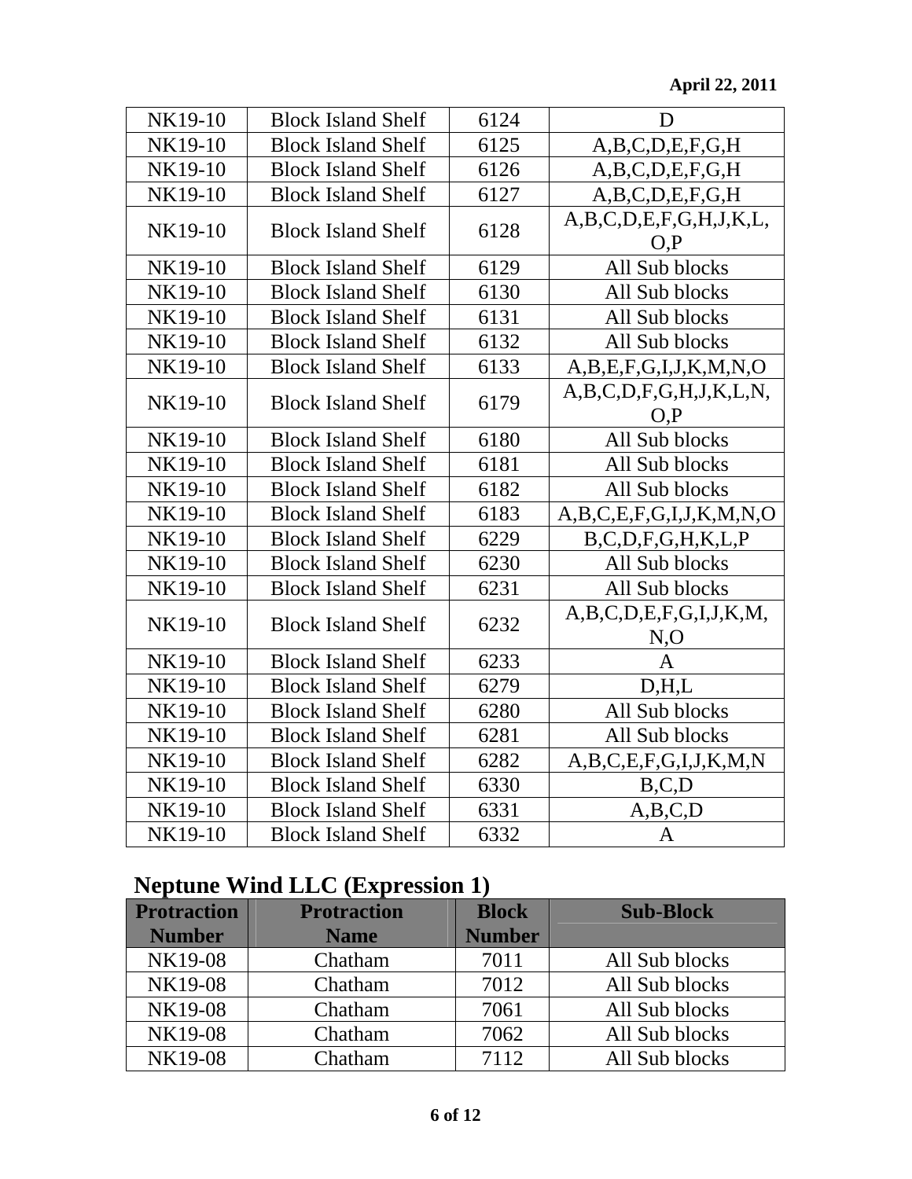**April 22, 2011**

| | | | |
|---|---|---|---|
| NK19-10 | Block Island Shelf | 6124 | D |
| NK19-10 | Block Island Shelf | 6125 | A,B,C,D,E,F,G,H |
| NK19-10 | Block Island Shelf | 6126 | A,B,C,D,E,F,G,H |
| NK19-10 | Block Island Shelf | 6127 | A,B,C,D,E,F,G,H |
| NK19-10 | Block Island Shelf | 6128 | A,B,C,D,E,F,G,H,J,K,L,O,P |
| NK19-10 | Block Island Shelf | 6129 | All Sub blocks |
| NK19-10 | Block Island Shelf | 6130 | All Sub blocks |
| NK19-10 | Block Island Shelf | 6131 | All Sub blocks |
| NK19-10 | Block Island Shelf | 6132 | All Sub blocks |
| NK19-10 | Block Island Shelf | 6133 | A,B,E,F,G,I,J,K,M,N,O |
| NK19-10 | Block Island Shelf | 6179 | A,B,C,D,F,G,H,J,K,L,N,O,P |
| NK19-10 | Block Island Shelf | 6180 | All Sub blocks |
| NK19-10 | Block Island Shelf | 6181 | All Sub blocks |
| NK19-10 | Block Island Shelf | 6182 | All Sub blocks |
| NK19-10 | Block Island Shelf | 6183 | A,B,C,E,F,G,I,J,K,M,N,O |
| NK19-10 | Block Island Shelf | 6229 | B,C,D,F,G,H,K,L,P |
| NK19-10 | Block Island Shelf | 6230 | All Sub blocks |
| NK19-10 | Block Island Shelf | 6231 | All Sub blocks |
| NK19-10 | Block Island Shelf | 6232 | A,B,C,D,E,F,G,I,J,K,M,N,O |
| NK19-10 | Block Island Shelf | 6233 | A |
| NK19-10 | Block Island Shelf | 6279 | D,H,L |
| NK19-10 | Block Island Shelf | 6280 | All Sub blocks |
| NK19-10 | Block Island Shelf | 6281 | All Sub blocks |
| NK19-10 | Block Island Shelf | 6282 | A,B,C,E,F,G,I,J,K,M,N |
| NK19-10 | Block Island Shelf | 6330 | B,C,D |
| NK19-10 | Block Island Shelf | 6331 | A,B,C,D |
| NK19-10 | Block Island Shelf | 6332 | A |

## Neptune Wind LLC (Expression 1)

| Protraction Number | Protraction Name | Block Number | Sub-Block |
|---|---|---|---|
| NK19-08 | Chatham | 7011 | All Sub blocks |
| NK19-08 | Chatham | 7012 | All Sub blocks |
| NK19-08 | Chatham | 7061 | All Sub blocks |
| NK19-08 | Chatham | 7062 | All Sub blocks |
| NK19-08 | Chatham | 7112 | All Sub blocks |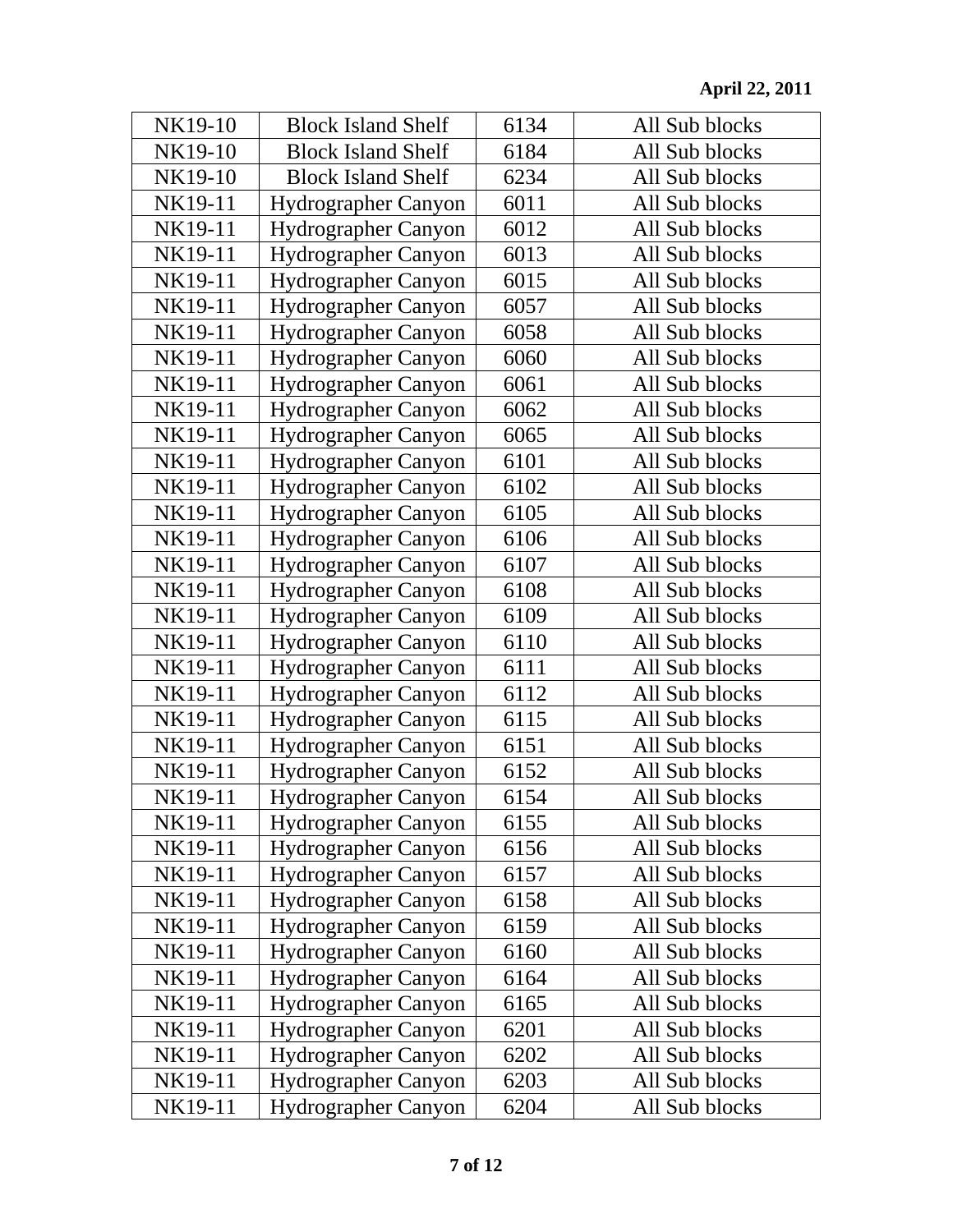April 22, 2011

| NK19-10 | Block Island Shelf | 6134 | All Sub blocks |
|---|---|---|---|
| NK19-10 | Block Island Shelf | 6184 | All Sub blocks |
| NK19-10 | Block Island Shelf | 6234 | All Sub blocks |
| NK19-11 | Hydrographer Canyon | 6011 | All Sub blocks |
| NK19-11 | Hydrographer Canyon | 6012 | All Sub blocks |
| NK19-11 | Hydrographer Canyon | 6013 | All Sub blocks |
| NK19-11 | Hydrographer Canyon | 6015 | All Sub blocks |
| NK19-11 | Hydrographer Canyon | 6057 | All Sub blocks |
| NK19-11 | Hydrographer Canyon | 6058 | All Sub blocks |
| NK19-11 | Hydrographer Canyon | 6060 | All Sub blocks |
| NK19-11 | Hydrographer Canyon | 6061 | All Sub blocks |
| NK19-11 | Hydrographer Canyon | 6062 | All Sub blocks |
| NK19-11 | Hydrographer Canyon | 6065 | All Sub blocks |
| NK19-11 | Hydrographer Canyon | 6101 | All Sub blocks |
| NK19-11 | Hydrographer Canyon | 6102 | All Sub blocks |
| NK19-11 | Hydrographer Canyon | 6105 | All Sub blocks |
| NK19-11 | Hydrographer Canyon | 6106 | All Sub blocks |
| NK19-11 | Hydrographer Canyon | 6107 | All Sub blocks |
| NK19-11 | Hydrographer Canyon | 6108 | All Sub blocks |
| NK19-11 | Hydrographer Canyon | 6109 | All Sub blocks |
| NK19-11 | Hydrographer Canyon | 6110 | All Sub blocks |
| NK19-11 | Hydrographer Canyon | 6111 | All Sub blocks |
| NK19-11 | Hydrographer Canyon | 6112 | All Sub blocks |
| NK19-11 | Hydrographer Canyon | 6115 | All Sub blocks |
| NK19-11 | Hydrographer Canyon | 6151 | All Sub blocks |
| NK19-11 | Hydrographer Canyon | 6152 | All Sub blocks |
| NK19-11 | Hydrographer Canyon | 6154 | All Sub blocks |
| NK19-11 | Hydrographer Canyon | 6155 | All Sub blocks |
| NK19-11 | Hydrographer Canyon | 6156 | All Sub blocks |
| NK19-11 | Hydrographer Canyon | 6157 | All Sub blocks |
| NK19-11 | Hydrographer Canyon | 6158 | All Sub blocks |
| NK19-11 | Hydrographer Canyon | 6159 | All Sub blocks |
| NK19-11 | Hydrographer Canyon | 6160 | All Sub blocks |
| NK19-11 | Hydrographer Canyon | 6164 | All Sub blocks |
| NK19-11 | Hydrographer Canyon | 6165 | All Sub blocks |
| NK19-11 | Hydrographer Canyon | 6201 | All Sub blocks |
| NK19-11 | Hydrographer Canyon | 6202 | All Sub blocks |
| NK19-11 | Hydrographer Canyon | 6203 | All Sub blocks |
| NK19-11 | Hydrographer Canyon | 6204 | All Sub blocks |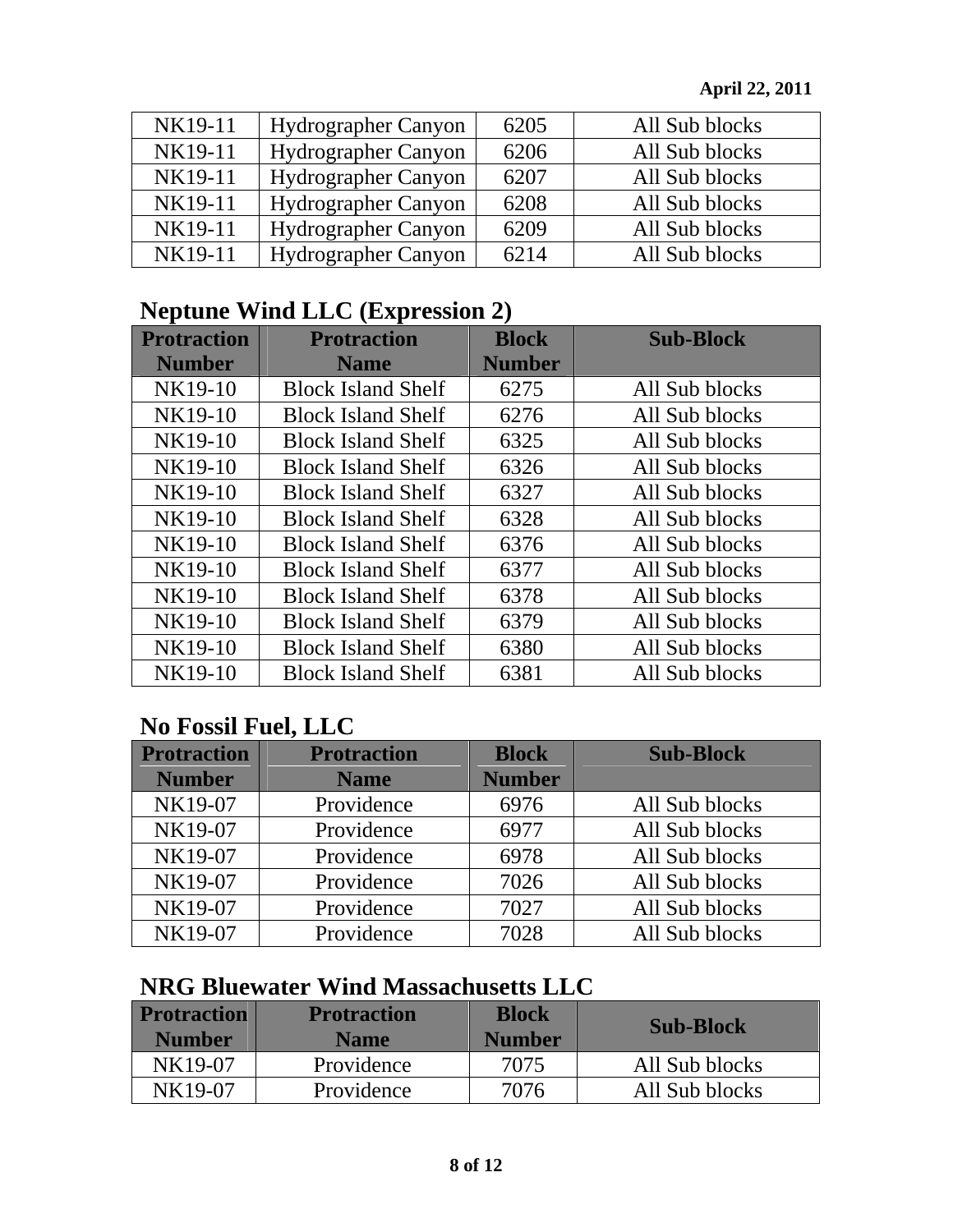April 22, 2011

| NK19-11 | Hydrographer Canyon | 6205 | All Sub blocks |
|---|---|---|---|
| NK19-11 | Hydrographer Canyon | 6206 | All Sub blocks |
| NK19-11 | Hydrographer Canyon | 6207 | All Sub blocks |
| NK19-11 | Hydrographer Canyon | 6208 | All Sub blocks |
| NK19-11 | Hydrographer Canyon | 6209 | All Sub blocks |
| NK19-11 | Hydrographer Canyon | 6214 | All Sub blocks |

## Neptune Wind LLC (Expression 2)

| Protraction Number | Protraction Name | Block Number | Sub-Block |
|---|---|---|---|
| NK19-10 | Block Island Shelf | 6275 | All Sub blocks |
| NK19-10 | Block Island Shelf | 6276 | All Sub blocks |
| NK19-10 | Block Island Shelf | 6325 | All Sub blocks |
| NK19-10 | Block Island Shelf | 6326 | All Sub blocks |
| NK19-10 | Block Island Shelf | 6327 | All Sub blocks |
| NK19-10 | Block Island Shelf | 6328 | All Sub blocks |
| NK19-10 | Block Island Shelf | 6376 | All Sub blocks |
| NK19-10 | Block Island Shelf | 6377 | All Sub blocks |
| NK19-10 | Block Island Shelf | 6378 | All Sub blocks |
| NK19-10 | Block Island Shelf | 6379 | All Sub blocks |
| NK19-10 | Block Island Shelf | 6380 | All Sub blocks |
| NK19-10 | Block Island Shelf | 6381 | All Sub blocks |

## No Fossil Fuel, LLC

| Protraction Number | Protraction Name | Block Number | Sub-Block |
|---|---|---|---|
| NK19-07 | Providence | 6976 | All Sub blocks |
| NK19-07 | Providence | 6977 | All Sub blocks |
| NK19-07 | Providence | 6978 | All Sub blocks |
| NK19-07 | Providence | 7026 | All Sub blocks |
| NK19-07 | Providence | 7027 | All Sub blocks |
| NK19-07 | Providence | 7028 | All Sub blocks |

## NRG Bluewater Wind Massachusetts LLC

| Protraction Number | Protraction Name | Block Number | Sub-Block |
|---|---|---|---|
| NK19-07 | Providence | 7075 | All Sub blocks |
| NK19-07 | Providence | 7076 | All Sub blocks |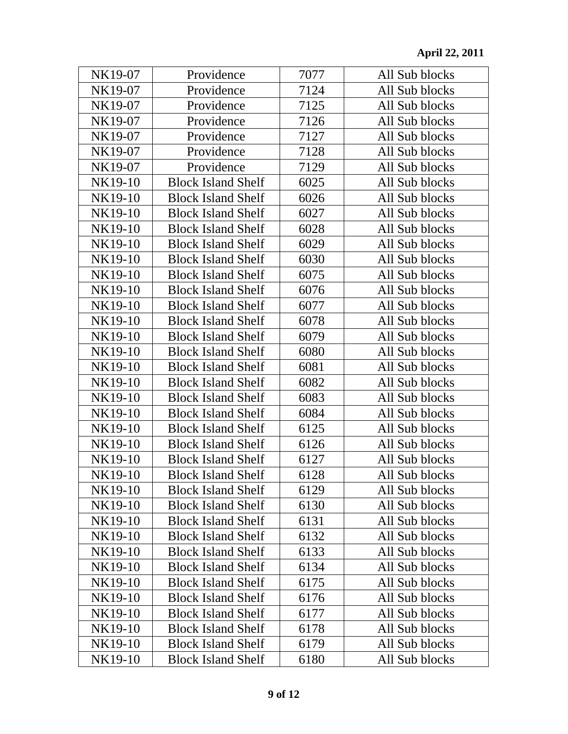| NK19-07 | Providence | 7077 | All Sub blocks |
|---|---|---|---|
| NK19-07 | Providence | 7124 | All Sub blocks |
| NK19-07 | Providence | 7125 | All Sub blocks |
| NK19-07 | Providence | 7126 | All Sub blocks |
| NK19-07 | Providence | 7127 | All Sub blocks |
| NK19-07 | Providence | 7128 | All Sub blocks |
| NK19-07 | Providence | 7129 | All Sub blocks |
| NK19-10 | Block Island Shelf | 6025 | All Sub blocks |
| NK19-10 | Block Island Shelf | 6026 | All Sub blocks |
| NK19-10 | Block Island Shelf | 6027 | All Sub blocks |
| NK19-10 | Block Island Shelf | 6028 | All Sub blocks |
| NK19-10 | Block Island Shelf | 6029 | All Sub blocks |
| NK19-10 | Block Island Shelf | 6030 | All Sub blocks |
| NK19-10 | Block Island Shelf | 6075 | All Sub blocks |
| NK19-10 | Block Island Shelf | 6076 | All Sub blocks |
| NK19-10 | Block Island Shelf | 6077 | All Sub blocks |
| NK19-10 | Block Island Shelf | 6078 | All Sub blocks |
| NK19-10 | Block Island Shelf | 6079 | All Sub blocks |
| NK19-10 | Block Island Shelf | 6080 | All Sub blocks |
| NK19-10 | Block Island Shelf | 6081 | All Sub blocks |
| NK19-10 | Block Island Shelf | 6082 | All Sub blocks |
| NK19-10 | Block Island Shelf | 6083 | All Sub blocks |
| NK19-10 | Block Island Shelf | 6084 | All Sub blocks |
| NK19-10 | Block Island Shelf | 6125 | All Sub blocks |
| NK19-10 | Block Island Shelf | 6126 | All Sub blocks |
| NK19-10 | Block Island Shelf | 6127 | All Sub blocks |
| NK19-10 | Block Island Shelf | 6128 | All Sub blocks |
| NK19-10 | Block Island Shelf | 6129 | All Sub blocks |
| NK19-10 | Block Island Shelf | 6130 | All Sub blocks |
| NK19-10 | Block Island Shelf | 6131 | All Sub blocks |
| NK19-10 | Block Island Shelf | 6132 | All Sub blocks |
| NK19-10 | Block Island Shelf | 6133 | All Sub blocks |
| NK19-10 | Block Island Shelf | 6134 | All Sub blocks |
| NK19-10 | Block Island Shelf | 6175 | All Sub blocks |
| NK19-10 | Block Island Shelf | 6176 | All Sub blocks |
| NK19-10 | Block Island Shelf | 6177 | All Sub blocks |
| NK19-10 | Block Island Shelf | 6178 | All Sub blocks |
| NK19-10 | Block Island Shelf | 6179 | All Sub blocks |
| NK19-10 | Block Island Shelf | 6180 | All Sub blocks |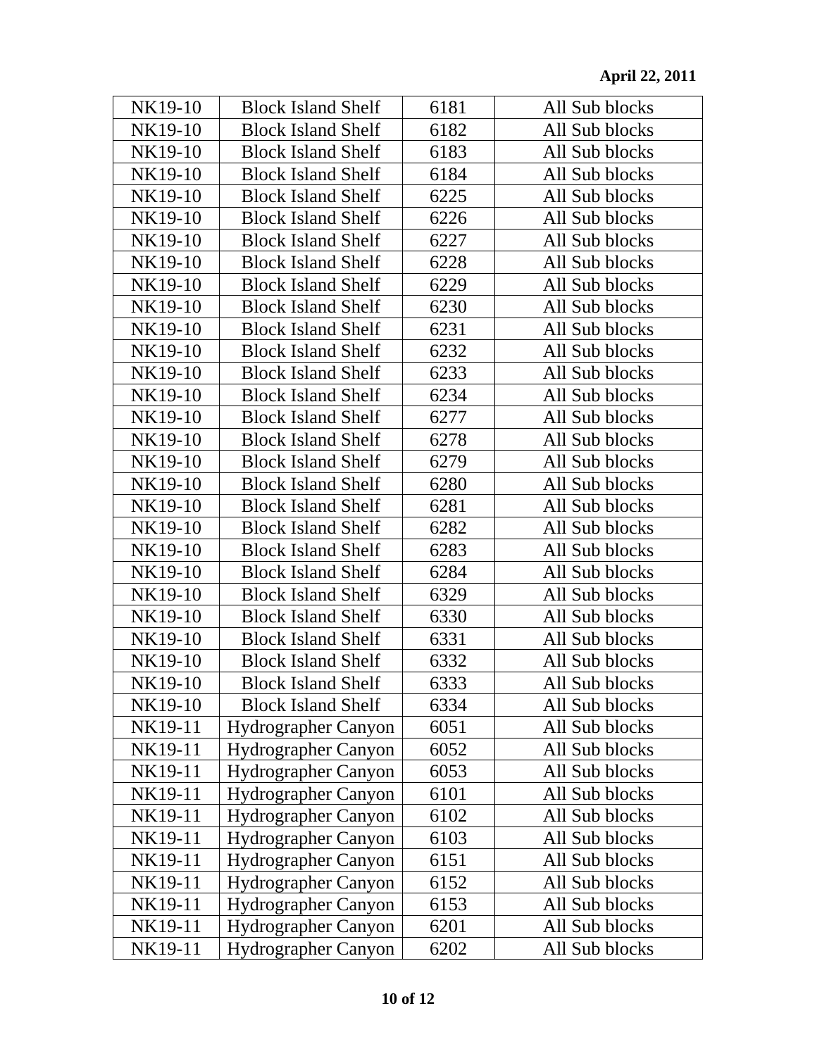| NK19-10 | Block Island Shelf | 6181 | All Sub blocks |
| --- | --- | --- | --- |
| NK19-10 | Block Island Shelf | 6182 | All Sub blocks |
| NK19-10 | Block Island Shelf | 6183 | All Sub blocks |
| NK19-10 | Block Island Shelf | 6184 | All Sub blocks |
| NK19-10 | Block Island Shelf | 6225 | All Sub blocks |
| NK19-10 | Block Island Shelf | 6226 | All Sub blocks |
| NK19-10 | Block Island Shelf | 6227 | All Sub blocks |
| NK19-10 | Block Island Shelf | 6228 | All Sub blocks |
| NK19-10 | Block Island Shelf | 6229 | All Sub blocks |
| NK19-10 | Block Island Shelf | 6230 | All Sub blocks |
| NK19-10 | Block Island Shelf | 6231 | All Sub blocks |
| NK19-10 | Block Island Shelf | 6232 | All Sub blocks |
| NK19-10 | Block Island Shelf | 6233 | All Sub blocks |
| NK19-10 | Block Island Shelf | 6234 | All Sub blocks |
| NK19-10 | Block Island Shelf | 6277 | All Sub blocks |
| NK19-10 | Block Island Shelf | 6278 | All Sub blocks |
| NK19-10 | Block Island Shelf | 6279 | All Sub blocks |
| NK19-10 | Block Island Shelf | 6280 | All Sub blocks |
| NK19-10 | Block Island Shelf | 6281 | All Sub blocks |
| NK19-10 | Block Island Shelf | 6282 | All Sub blocks |
| NK19-10 | Block Island Shelf | 6283 | All Sub blocks |
| NK19-10 | Block Island Shelf | 6284 | All Sub blocks |
| NK19-10 | Block Island Shelf | 6329 | All Sub blocks |
| NK19-10 | Block Island Shelf | 6330 | All Sub blocks |
| NK19-10 | Block Island Shelf | 6331 | All Sub blocks |
| NK19-10 | Block Island Shelf | 6332 | All Sub blocks |
| NK19-10 | Block Island Shelf | 6333 | All Sub blocks |
| NK19-10 | Block Island Shelf | 6334 | All Sub blocks |
| NK19-11 | Hydrographer Canyon | 6051 | All Sub blocks |
| NK19-11 | Hydrographer Canyon | 6052 | All Sub blocks |
| NK19-11 | Hydrographer Canyon | 6053 | All Sub blocks |
| NK19-11 | Hydrographer Canyon | 6101 | All Sub blocks |
| NK19-11 | Hydrographer Canyon | 6102 | All Sub blocks |
| NK19-11 | Hydrographer Canyon | 6103 | All Sub blocks |
| NK19-11 | Hydrographer Canyon | 6151 | All Sub blocks |
| NK19-11 | Hydrographer Canyon | 6152 | All Sub blocks |
| NK19-11 | Hydrographer Canyon | 6153 | All Sub blocks |
| NK19-11 | Hydrographer Canyon | 6201 | All Sub blocks |
| NK19-11 | Hydrographer Canyon | 6202 | All Sub blocks |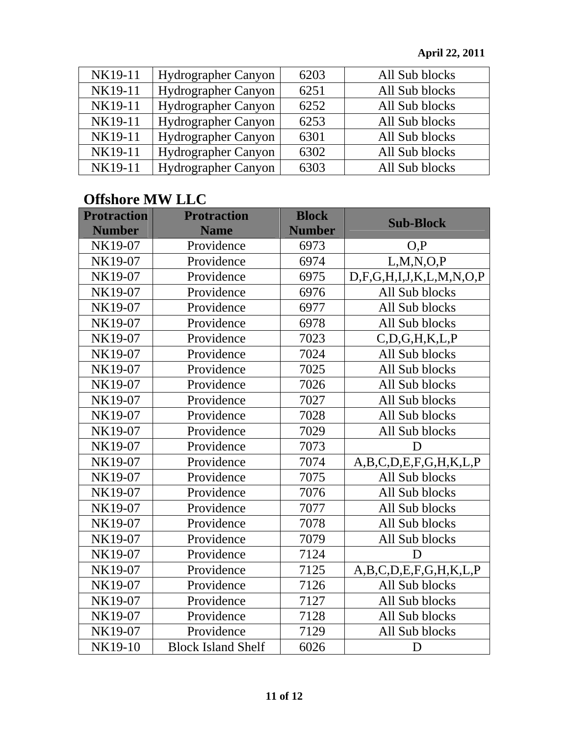| | | | |
|---|---|---|---|
| NK19-11 | Hydrographer Canyon | 6203 | All Sub blocks |
| NK19-11 | Hydrographer Canyon | 6251 | All Sub blocks |
| NK19-11 | Hydrographer Canyon | 6252 | All Sub blocks |
| NK19-11 | Hydrographer Canyon | 6253 | All Sub blocks |
| NK19-11 | Hydrographer Canyon | 6301 | All Sub blocks |
| NK19-11 | Hydrographer Canyon | 6302 | All Sub blocks |
| NK19-11 | Hydrographer Canyon | 6303 | All Sub blocks |

## Offshore MW LLC

| Protraction Number | Protraction Name | Block Number | Sub-Block |
|---|---|---|---|
| NK19-07 | Providence | 6973 | O,P |
| NK19-07 | Providence | 6974 | L,M,N,O,P |
| NK19-07 | Providence | 6975 | D,F,G,H,I,J,K,L,M,N,O,P |
| NK19-07 | Providence | 6976 | All Sub blocks |
| NK19-07 | Providence | 6977 | All Sub blocks |
| NK19-07 | Providence | 6978 | All Sub blocks |
| NK19-07 | Providence | 7023 | C,D,G,H,K,L,P |
| NK19-07 | Providence | 7024 | All Sub blocks |
| NK19-07 | Providence | 7025 | All Sub blocks |
| NK19-07 | Providence | 7026 | All Sub blocks |
| NK19-07 | Providence | 7027 | All Sub blocks |
| NK19-07 | Providence | 7028 | All Sub blocks |
| NK19-07 | Providence | 7029 | All Sub blocks |
| NK19-07 | Providence | 7073 | D |
| NK19-07 | Providence | 7074 | A,B,C,D,E,F,G,H,K,L,P |
| NK19-07 | Providence | 7075 | All Sub blocks |
| NK19-07 | Providence | 7076 | All Sub blocks |
| NK19-07 | Providence | 7077 | All Sub blocks |
| NK19-07 | Providence | 7078 | All Sub blocks |
| NK19-07 | Providence | 7079 | All Sub blocks |
| NK19-07 | Providence | 7124 | D |
| NK19-07 | Providence | 7125 | A,B,C,D,E,F,G,H,K,L,P |
| NK19-07 | Providence | 7126 | All Sub blocks |
| NK19-07 | Providence | 7127 | All Sub blocks |
| NK19-07 | Providence | 7128 | All Sub blocks |
| NK19-07 | Providence | 7129 | All Sub blocks |
| NK19-10 | Block Island Shelf | 6026 | D |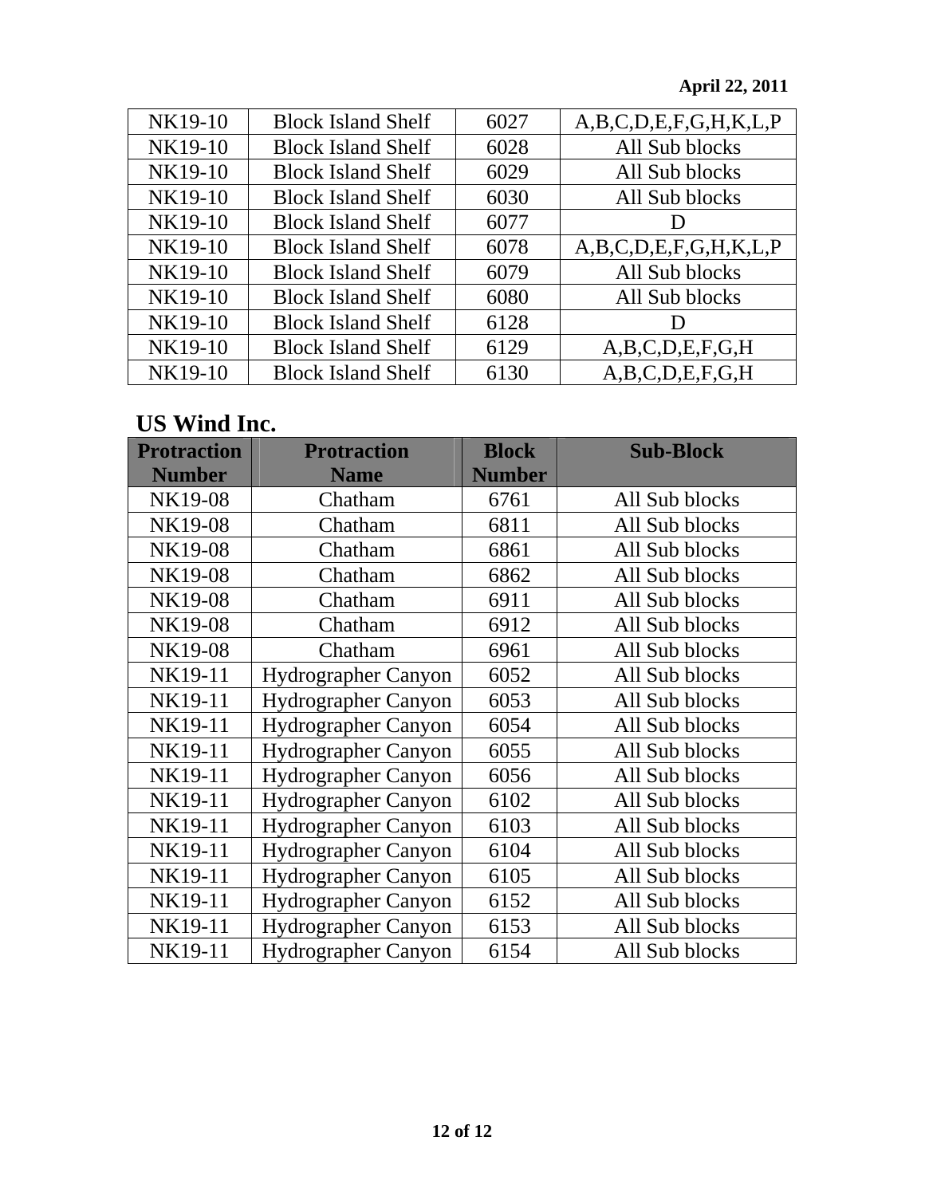| | | | |
|---|---|---|---|
| NK19-10 | Block Island Shelf | 6027 | A,B,C,D,E,F,G,H,K,L,P |
| NK19-10 | Block Island Shelf | 6028 | All Sub blocks |
| NK19-10 | Block Island Shelf | 6029 | All Sub blocks |
| NK19-10 | Block Island Shelf | 6030 | All Sub blocks |
| NK19-10 | Block Island Shelf | 6077 | D |
| NK19-10 | Block Island Shelf | 6078 | A,B,C,D,E,F,G,H,K,L,P |
| NK19-10 | Block Island Shelf | 6079 | All Sub blocks |
| NK19-10 | Block Island Shelf | 6080 | All Sub blocks |
| NK19-10 | Block Island Shelf | 6128 | D |
| NK19-10 | Block Island Shelf | 6129 | A,B,C,D,E,F,G,H |
| NK19-10 | Block Island Shelf | 6130 | A,B,C,D,E,F,G,H |

## US Wind Inc.

| Protraction Number | Protraction Name | Block Number | Sub-Block |
|---|---|---|---|
| NK19-08 | Chatham | 6761 | All Sub blocks |
| NK19-08 | Chatham | 6811 | All Sub blocks |
| NK19-08 | Chatham | 6861 | All Sub blocks |
| NK19-08 | Chatham | 6862 | All Sub blocks |
| NK19-08 | Chatham | 6911 | All Sub blocks |
| NK19-08 | Chatham | 6912 | All Sub blocks |
| NK19-08 | Chatham | 6961 | All Sub blocks |
| NK19-11 | Hydrographer Canyon | 6052 | All Sub blocks |
| NK19-11 | Hydrographer Canyon | 6053 | All Sub blocks |
| NK19-11 | Hydrographer Canyon | 6054 | All Sub blocks |
| NK19-11 | Hydrographer Canyon | 6055 | All Sub blocks |
| NK19-11 | Hydrographer Canyon | 6056 | All Sub blocks |
| NK19-11 | Hydrographer Canyon | 6102 | All Sub blocks |
| NK19-11 | Hydrographer Canyon | 6103 | All Sub blocks |
| NK19-11 | Hydrographer Canyon | 6104 | All Sub blocks |
| NK19-11 | Hydrographer Canyon | 6105 | All Sub blocks |
| NK19-11 | Hydrographer Canyon | 6152 | All Sub blocks |
| NK19-11 | Hydrographer Canyon | 6153 | All Sub blocks |
| NK19-11 | Hydrographer Canyon | 6154 | All Sub blocks |